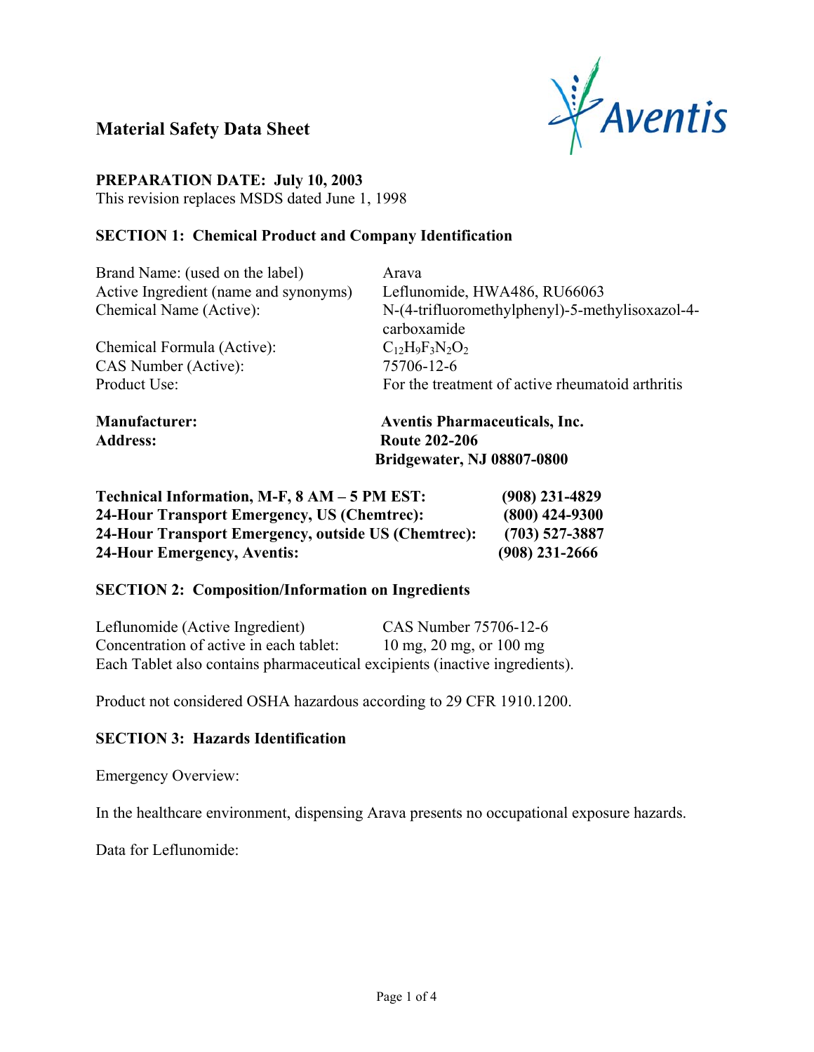# Material Safety Data Sheet

**PREPARATION DATE: July 10, 2003**
This revision replaces MSDS dated June 1, 1998

## SECTION 1: Chemical Product and Company Identification

| | |
|---|---|
| Brand Name: (used on the label) | Arava |
| Active Ingredient (name and synonyms) | Leflunomide, HWA486, RU66063 |
| Chemical Name (Active): | N-(4-trifluoromethylphenyl)-5-methylisoxazol-4-carboxamide |
| Chemical Formula (Active): | $C_{12}H_9F_3N_2O_2$ |
| CAS Number (Active): | 75706-12-6 |
| Product Use: | For the treatment of active rheumatoid arthritis |

**Manufacturer:** **Aventis Pharmaceuticals, Inc.**
**Address:** **Route 202-206**
**Bridgewater, NJ 08807-0800**

| | |
|---|---|
| **Technical Information, M-F, 8 AM – 5 PM EST:** | **(908) 231-4829** |
| **24-Hour Transport Emergency, US (Chemtrec):** | **(800) 424-9300** |
| **24-Hour Transport Emergency, outside US (Chemtrec):** | **(703) 527-3887** |
| **24-Hour Emergency, Aventis:** | **(908) 231-2666** |

## SECTION 2: Composition/Information on Ingredients

Leflunomide (Active Ingredient) CAS Number 75706-12-6
Concentration of active in each tablet: 10 mg, 20 mg, or 100 mg
Each Tablet also contains pharmaceutical excipients (inactive ingredients).

Product not considered OSHA hazardous according to 29 CFR 1910.1200.

## SECTION 3: Hazards Identification

Emergency Overview:

In the healthcare environment, dispensing Arava presents no occupational exposure hazards.

Data for Leflunomide: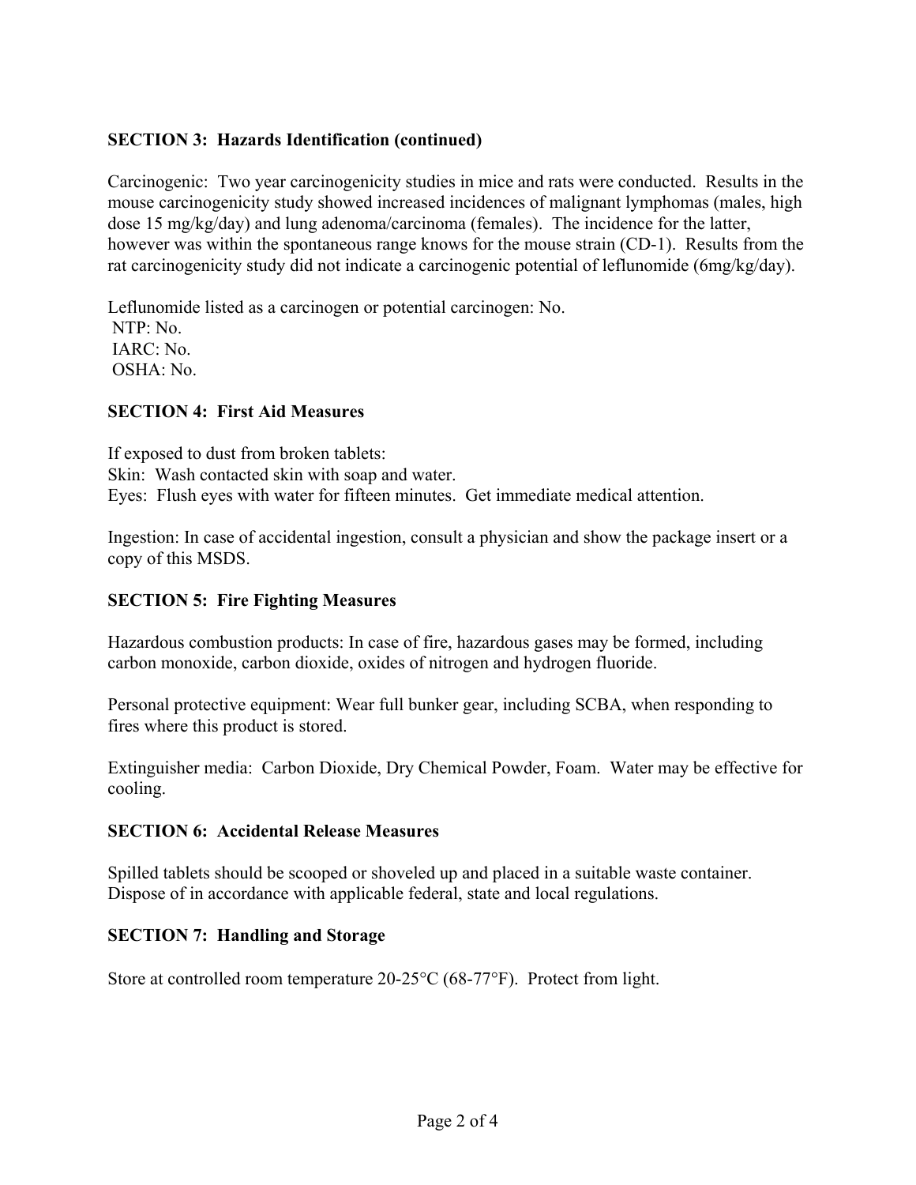## SECTION 3: Hazards Identification (continued)

Carcinogenic: Two year carcinogenicity studies in mice and rats were conducted. Results in the mouse carcinogenicity study showed increased incidences of malignant lymphomas (males, high dose 15 mg/kg/day) and lung adenoma/carcinoma (females). The incidence for the latter, however was within the spontaneous range knows for the mouse strain (CD-1). Results from the rat carcinogenicity study did not indicate a carcinogenic potential of leflunomide (6mg/kg/day).

Leflunomide listed as a carcinogen or potential carcinogen: No.
NTP: No.
IARC: No.
OSHA: No.

## SECTION 4: First Aid Measures

If exposed to dust from broken tablets:
Skin: Wash contacted skin with soap and water.
Eyes: Flush eyes with water for fifteen minutes. Get immediate medical attention.

Ingestion: In case of accidental ingestion, consult a physician and show the package insert or a copy of this MSDS.

## SECTION 5: Fire Fighting Measures

Hazardous combustion products: In case of fire, hazardous gases may be formed, including carbon monoxide, carbon dioxide, oxides of nitrogen and hydrogen fluoride.

Personal protective equipment: Wear full bunker gear, including SCBA, when responding to fires where this product is stored.

Extinguisher media: Carbon Dioxide, Dry Chemical Powder, Foam. Water may be effective for cooling.

## SECTION 6: Accidental Release Measures

Spilled tablets should be scooped or shoveled up and placed in a suitable waste container. Dispose of in accordance with applicable federal, state and local regulations.

## SECTION 7: Handling and Storage

Store at controlled room temperature 20-25°C (68-77°F). Protect from light.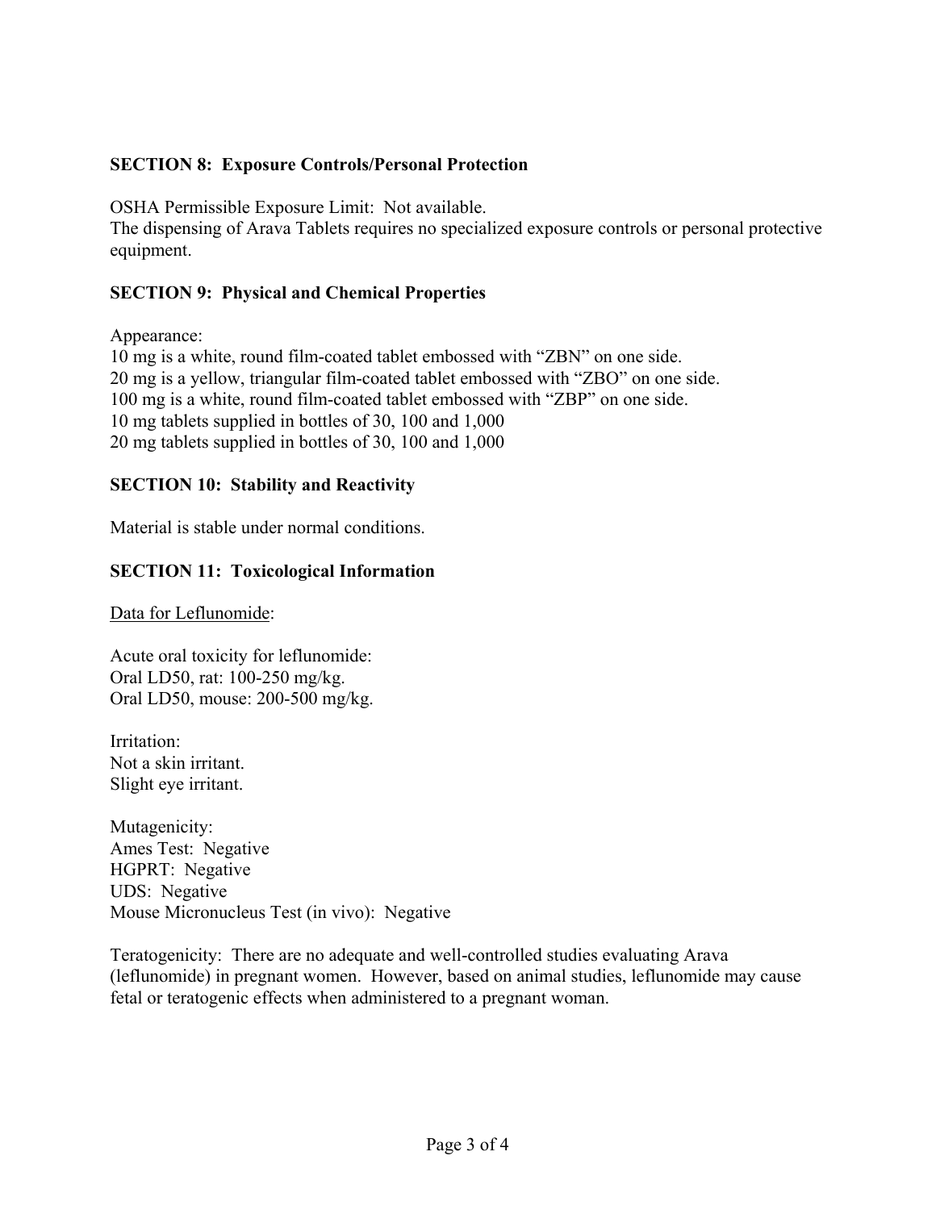## SECTION 8: Exposure Controls/Personal Protection

OSHA Permissible Exposure Limit: Not available.
The dispensing of Arava Tablets requires no specialized exposure controls or personal protective equipment.

## SECTION 9: Physical and Chemical Properties

Appearance:
10 mg is a white, round film-coated tablet embossed with "ZBN" on one side.
20 mg is a yellow, triangular film-coated tablet embossed with "ZBO" on one side.
100 mg is a white, round film-coated tablet embossed with "ZBP" on one side.
10 mg tablets supplied in bottles of 30, 100 and 1,000
20 mg tablets supplied in bottles of 30, 100 and 1,000

## SECTION 10: Stability and Reactivity

Material is stable under normal conditions.

## SECTION 11: Toxicological Information

<u>Data for Leflunomide</u>:

Acute oral toxicity for leflunomide:
Oral LD50, rat: 100-250 mg/kg.
Oral LD50, mouse: 200-500 mg/kg.

Irritation:
Not a skin irritant.
Slight eye irritant.

Mutagenicity:
Ames Test: Negative
HGPRT: Negative
UDS: Negative
Mouse Micronucleus Test (in vivo): Negative

Teratogenicity: There are no adequate and well-controlled studies evaluating Arava (leflunomide) in pregnant women. However, based on animal studies, leflunomide may cause fetal or teratogenic effects when administered to a pregnant woman.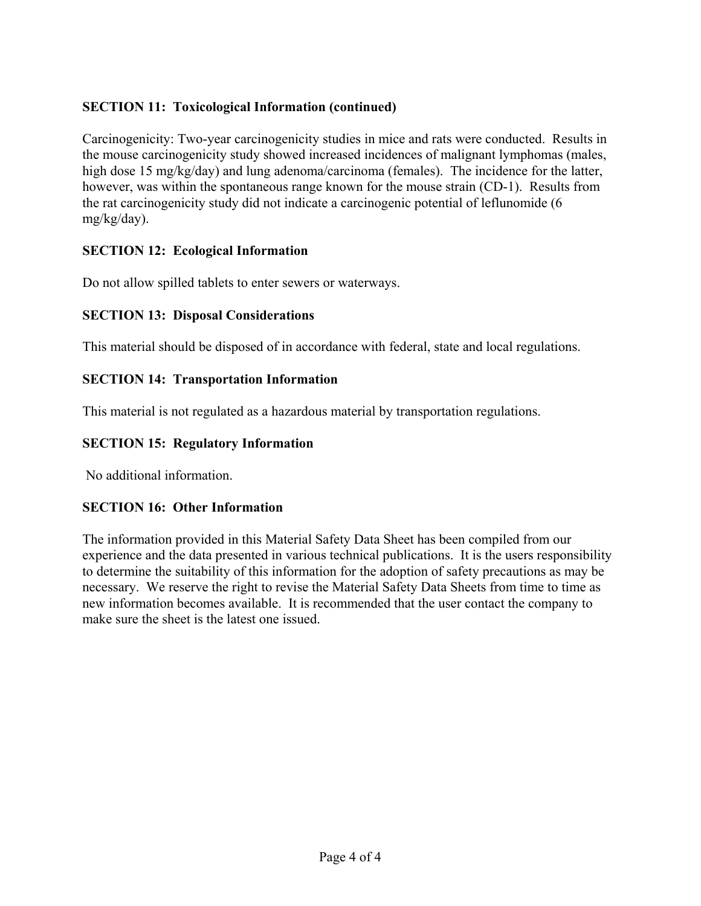**SECTION 11: Toxicological Information (continued)**

Carcinogenicity: Two-year carcinogenicity studies in mice and rats were conducted. Results in the mouse carcinogenicity study showed increased incidences of malignant lymphomas (males, high dose 15 mg/kg/day) and lung adenoma/carcinoma (females). The incidence for the latter, however, was within the spontaneous range known for the mouse strain (CD-1). Results from the rat carcinogenicity study did not indicate a carcinogenic potential of leflunomide (6 mg/kg/day).

**SECTION 12: Ecological Information**

Do not allow spilled tablets to enter sewers or waterways.

**SECTION 13: Disposal Considerations**

This material should be disposed of in accordance with federal, state and local regulations.

**SECTION 14: Transportation Information**

This material is not regulated as a hazardous material by transportation regulations.

**SECTION 15: Regulatory Information**

No additional information.

**SECTION 16: Other Information**

The information provided in this Material Safety Data Sheet has been compiled from our experience and the data presented in various technical publications. It is the users responsibility to determine the suitability of this information for the adoption of safety precautions as may be necessary. We reserve the right to revise the Material Safety Data Sheets from time to time as new information becomes available. It is recommended that the user contact the company to make sure the sheet is the latest one issued.